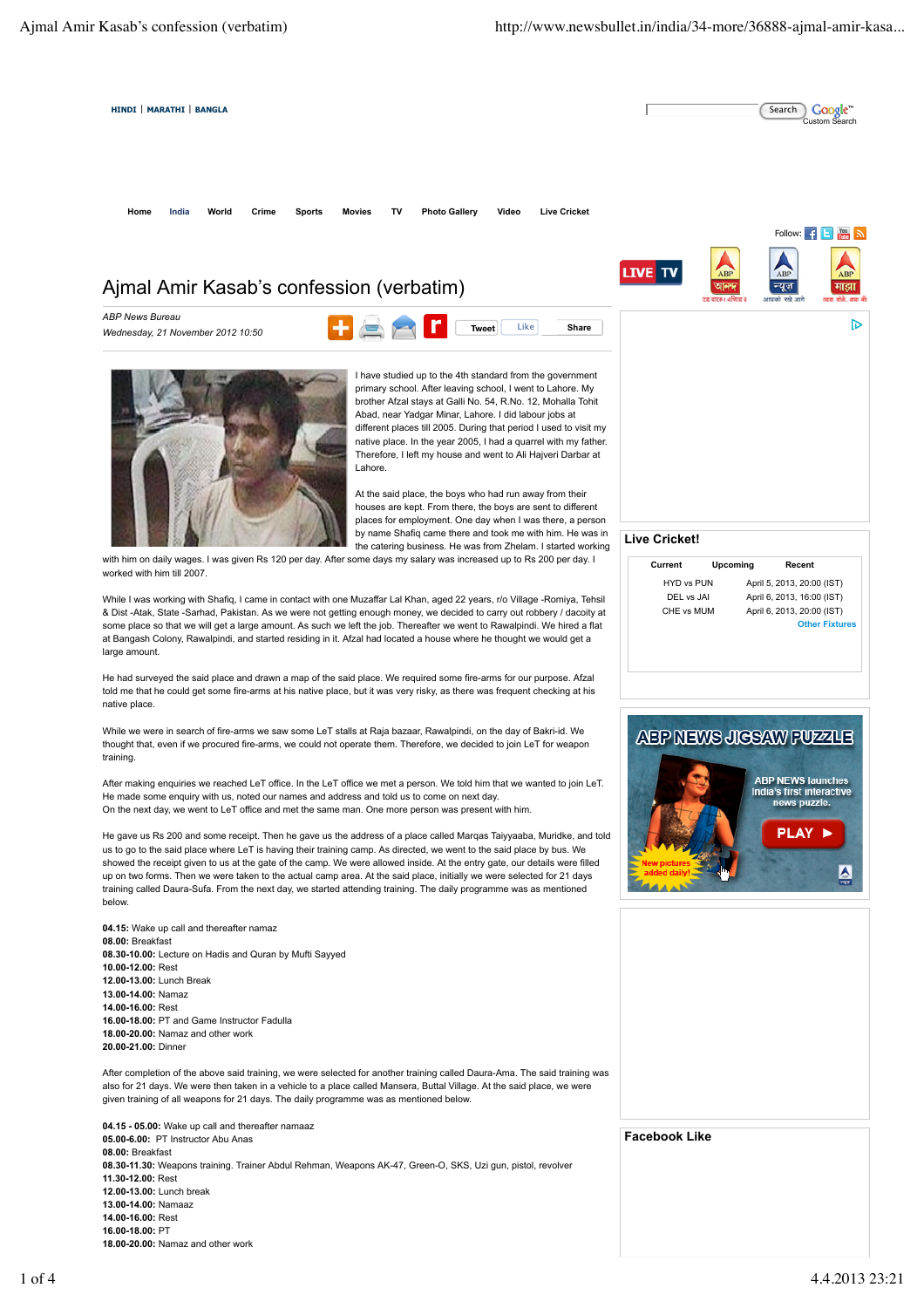# Ajmal Amir Kasab's confession (verbatim)

*ABP News Bureau*
*Wednesday, 21 November 2012 10:50*

I have studied up to the 4th standard from the government primary school. After leaving school, I went to Lahore. My brother Afzal stays at Galli No. 54, R.No. 12, Mohalla Tohit Abad, near Yadgar Minar, Lahore. I did labour jobs at different places till 2005. During that period I used to visit my native place. In the year 2005, I had a quarrel with my father. Therefore, I left my house and went to Ali Hajveri Darbar at Lahore.

At the said place, the boys who had run away from their houses are kept. From there, the boys are sent to different places for employment. One day when I was there, a person by name Shafiq came there and took me with him. He was in the catering business. He was from Zhelam. I started working with him on daily wages. I was given Rs 120 per day. After some days my salary was increased up to Rs 200 per day. I worked with him till 2007.

While I was working with Shafiq, I came in contact with one Muzaffar Lal Khan, aged 22 years, r/o Village -Romiya, Tehsil & Dist -Atak, State -Sarhad, Pakistan. As we were not getting enough money, we decided to carry out robbery / dacoity at some place so that we will get a large amount. As such we left the job. Thereafter we went to Rawalpindi. We hired a flat at Bangash Colony, Rawalpindi, and started residing in it. Afzal had located a house where he thought we would get a large amount.

He had surveyed the said place and drawn a map of the said place. We required some fire-arms for our purpose. Afzal told me that he could get some fire-arms at his native place, but it was very risky, as there was frequent checking at his native place.

While we were in search of fire-arms we saw some LeT stalls at Raja bazaar, Rawalpindi, on the day of Bakri-id. We thought that, even if we procured fire-arms, we could not operate them. Therefore, we decided to join LeT for weapon training.

After making enquiries we reached LeT office. In the LeT office we met a person. We told him that we wanted to join LeT. He made some enquiry with us, noted our names and address and told us to come on next day.
On the next day, we went to LeT office and met the same man. One more person was present with him.

He gave us Rs 200 and some receipt. Then he gave us the address of a place called Marqas Taiyyaaba, Muridke, and told us to go to the said place where LeT is having their training camp. As directed, we went to the said place by bus. We showed the receipt given to us at the gate of the camp. We were allowed inside. At the entry gate, our details were filled up on two forms. Then we were taken to the actual camp area. At the said place, initially we were selected for 21 days training called Daura-Sufa. From the next day, we started attending training. The daily programme was as mentioned below.

**04.15:** Wake up call and thereafter namaz
**08.00:** Breakfast
**08.30-10.00:** Lecture on Hadis and Quran by Mufti Sayyed
**10.00-12.00:** Rest
**12.00-13.00:** Lunch Break
**13.00-14.00:** Namaz
**14.00-16.00:** Rest
**16.00-18.00:** PT and Game Instructor Fadulla
**18.00-20.00:** Namaz and other work
**20.00-21.00:** Dinner

After completion of the above said training, we were selected for another training called Daura-Ama. The said training was also for 21 days. We were then taken in a vehicle to a place called Mansera, Buttal Village. At the said place, we were given training of all weapons for 21 days. The daily programme was as mentioned below.

**04.15 - 05.00:** Wake up call and thereafter namaaz
**05.00-6.00:** PT Instructor Abu Anas
**08.00:** Breakfast
**08.30-11.30:** Weapons training. Trainer Abdul Rehman, Weapons AK-47, Green-O, SKS, Uzi gun, pistol, revolver
**11.30-12.00:** Rest
**12.00-13.00:** Lunch break
**13.00-14.00:** Namaaz
**14.00-16.00:** Rest
**16.00-18.00:** PT
**18.00-20.00:** Namaz and other work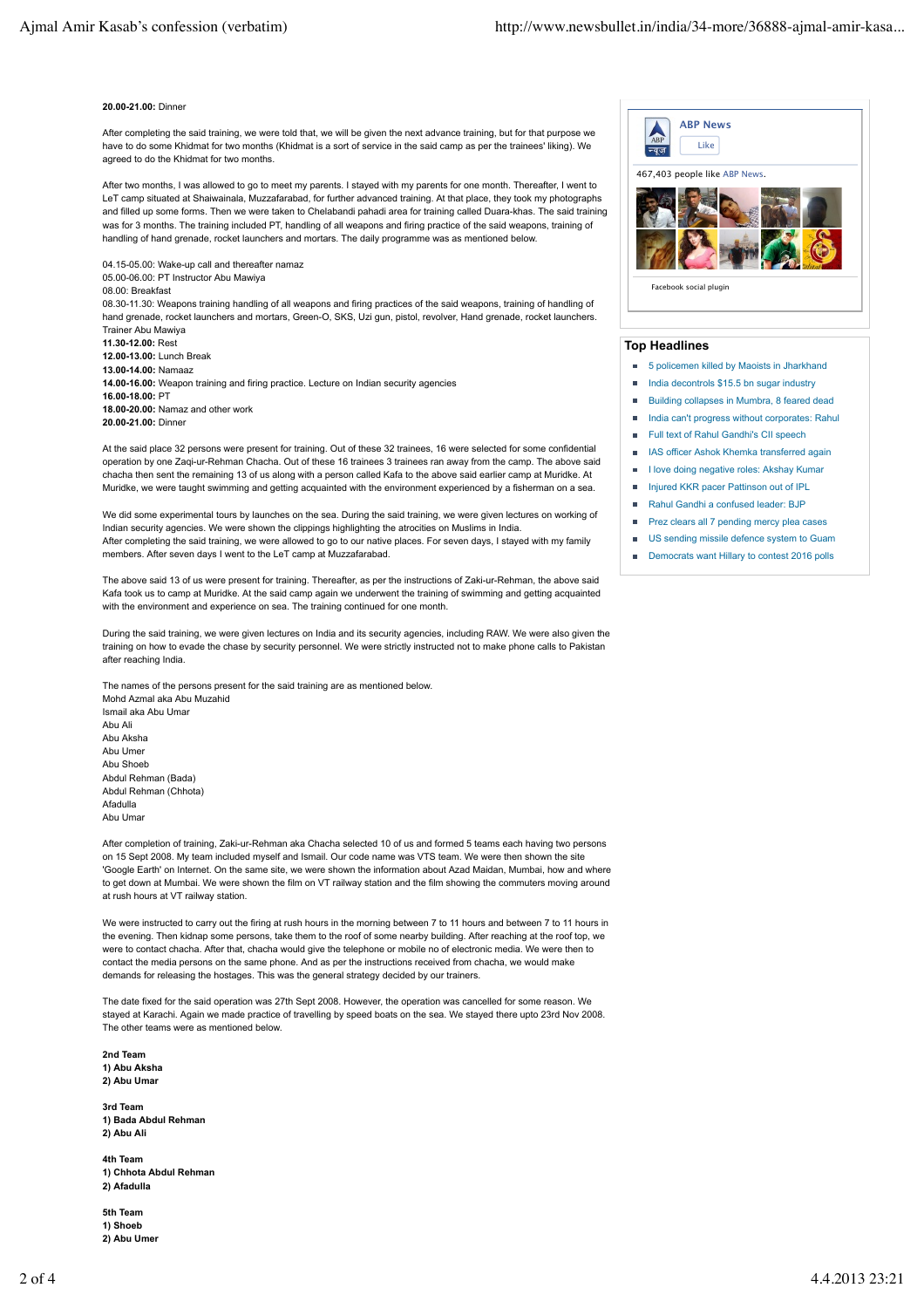**20.00-21.00:** Dinner

After completing the said training, we were told that, we will be given the next advance training, but for that purpose we have to do some Khidmat for two months (Khidmat is a sort of service in the said camp as per the trainees' liking). We agreed to do the Khidmat for two months.

After two months, I was allowed to go to meet my parents. I stayed with my parents for one month. Thereafter, I went to LeT camp situated at Shaiwainala, Muzzafarabad, for further advanced training. At that place, they took my photographs and filled up some forms. Then we were taken to Chelabandi pahadi area for training called Duara-khas. The said training was for 3 months. The training included PT, handling of all weapons and firing practice of the said weapons, training of handling of hand grenade, rocket launchers and mortars. The daily programme was as mentioned below.

04.15-05.00: Wake-up call and thereafter namaz
05.00-06.00: PT Instructor Abu Mawiya
08.00: Breakfast
08.30-11.30: Weapons training handling of all weapons and firing practices of the said weapons, training of handling of hand grenade, rocket launchers and mortars, Green-O, SKS, Uzi gun, pistol, revolver, Hand grenade, rocket launchers. Trainer Abu Mawiya
**11.30-12.00:** Rest
**12.00-13.00:** Lunch Break
**13.00-14.00:** Namaaz
**14.00-16.00:** Weapon training and firing practice. Lecture on Indian security agencies
**16.00-18.00:** PT
**18.00-20.00:** Namaz and other work
**20.00-21.00:** Dinner

At the said place 32 persons were present for training. Out of these 32 trainees, 16 were selected for some confidential operation by one Zaqi-ur-Rehman Chacha. Out of these 16 trainees 3 trainees ran away from the camp. The above said chacha then sent the remaining 13 of us along with a person called Kafa to the above said earlier camp at Muridke. At Muridke, we were taught swimming and getting acquainted with the environment experienced by a fisherman on a sea.

We did some experimental tours by launches on the sea. During the said training, we were given lectures on working of Indian security agencies. We were shown the clippings highlighting the atrocities on Muslims in India.
After completing the said training, we were allowed to go to our native places. For seven days, I stayed with my family members. After seven days I went to the LeT camp at Muzzafarabad.

The above said 13 of us were present for training. Thereafter, as per the instructions of Zaki-ur-Rehman, the above said Kafa took us to camp at Muridke. At the said camp again we underwent the training of swimming and getting acquainted with the environment and experience on sea. The training continued for one month.

During the said training, we were given lectures on India and its security agencies, including RAW. We were also given the training on how to evade the chase by security personnel. We were strictly instructed not to make phone calls to Pakistan after reaching India.

The names of the persons present for the said training are as mentioned below.
Mohd Azmal aka Abu Muzahid
Ismail aka Abu Umar
Abu Ali
Abu Aksha
Abu Umer
Abu Shoeb
Abdul Rehman (Bada)
Abdul Rehman (Chhota)
Afadulla
Abu Umar

After completion of training, Zaki-ur-Rehman aka Chacha selected 10 of us and formed 5 teams each having two persons on 15 Sept 2008. My team included myself and Ismail. Our code name was VTS team. We were then shown the site 'Google Earth' on Internet. On the same site, we were shown the information about Azad Maidan, Mumbai, how and where to get down at Mumbai. We were shown the film on VT railway station and the film showing the commuters moving around at rush hours at VT railway station.

We were instructed to carry out the firing at rush hours in the morning between 7 to 11 hours and between 7 to 11 hours in the evening. Then kidnap some persons, take them to the roof of some nearby building. After reaching at the roof top, we were to contact chacha. After that, chacha would give the telephone or mobile no of electronic media. We were then to contact the media persons on the same phone. And as per the instructions received from chacha, we would make demands for releasing the hostages. This was the general strategy decided by our trainers.

The date fixed for the said operation was 27th Sept 2008. However, the operation was cancelled for some reason. We stayed at Karachi. Again we made practice of travelling by speed boats on the sea. We stayed there upto 23rd Nov 2008. The other teams were as mentioned below.

**2nd Team**
**1) Abu Aksha**
**2) Abu Umar**

**3rd Team**
**1) Bada Abdul Rehman**
**2) Abu Ali**

**4th Team**
**1) Chhota Abdul Rehman**
**2) Afadulla**

**5th Team**
**1) Shoeb**
**2) Abu Umer**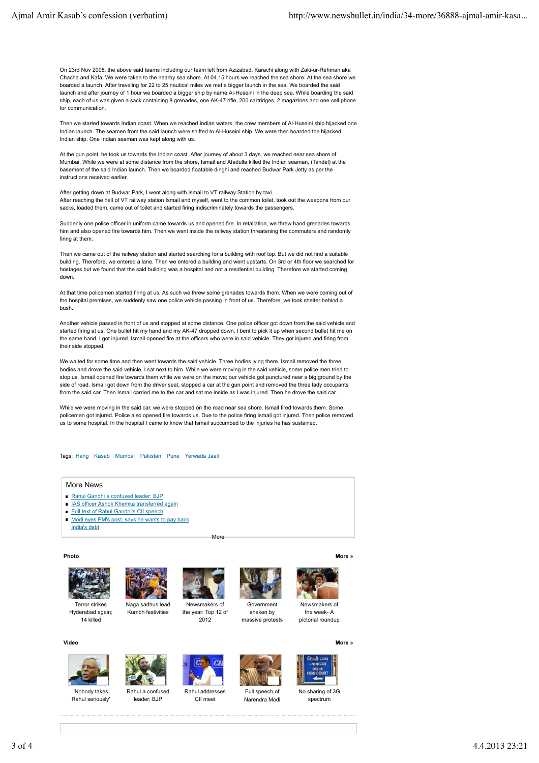On 23rd Nov 2008, the above said teams including our team left from Azizabad, Karachi along with Zaki-ur-Rehman aka Chacha and Kafa. We were taken to the nearby sea shore. At 04.15 hours we reached the sea shore. At the sea shore we boarded a launch. After traveling for 22 to 25 nautical miles we met a bigger launch in the sea. We boarded the said launch and after journey of 1 hour we boarded a bigger ship by name Al-Huseini in the deep sea. While boarding the said ship, each of us was given a sack containing 8 grenades, one AK-47 rifle, 200 cartridges, 2 magazines and one cell phone for communication.

Then we started towards Indian coast. When we reached Indian waters, the crew members of Al-Huseini ship hijacked one Indian launch. The seamen from the said launch were shifted to Al-Huseini ship. We were then boarded the hijacked Indian ship. One Indian seaman was kept along with us.

At the gun point, he took us towards the Indian coast. After journey of about 3 days, we reached near sea shore of Mumbai. While we were at some distance from the shore, Ismail and Afadulla killed the Indian seaman, (Tandel) at the basement of the said Indian launch. Then we boarded floatable dinghi and reached Budwar Park Jetty as per the instructions received earlier.

After getting down at Budwar Park, I went along with Ismail to VT railway Station by taxi.
After reaching the hall of VT railway station Ismail and myself, went to the common toilet, took out the weapons from our sacks, loaded them, came out of toilet and started firing indiscriminately towards the passengers.

Suddenly one police officer in uniform came towards us and opened fire. In retaliation, we threw hand grenades towards him and also opened fire towards him. Then we went inside the railway station threatening the commuters and randomly firing at them.

Then we came out of the railway station and started searching for a building with roof top. But we did not find a suitable building. Therefore, we entered a lane. Then we entered a building and went upstarts. On 3rd or 4th floor we searched for hostages but we found that the said building was a hospital and not a residential building. Therefore we started coming down.

At that time policemen started firing at us. As such we threw some grenades towards them. When we were coming out of the hospital premises, we suddenly saw one police vehicle passing in front of us. Therefore, we took shelter behind a bush.

Another vehicle passed in front of us and stopped at some distance. One police officer got down from the said vehicle and started firing at us. One bullet hit my hand and my AK-47 dropped down. I bent to pick it up when second bullet hit me on the same hand. I got injured. Ismail opened fire at the officers who were in said vehicle. They got injured and firing from their side stopped.

We waited for some time and then went towards the said vehicle. Three bodies lying there. Ismail removed the three bodies and drove the said vehicle. I sat next to him. While we were moving in the said vehicle, some police men tried to stop us. Ismail opened fire towards them while we were on the move; our vehicle got punctured near a big ground by the side of road. Ismail got down from the driver seat, stopped a car at the gun point and removed the three lady occupants from the said car. Then Ismail carried me to the car and sat me inside as I was injured. Then he drove the said car.

While we were moving in the said car, we were stopped on the road near sea shore. Ismail fired towards them. Some policemen got injured. Police also opened fire towards us. Due to the police firing Ismail got injured. Then police removed us to some hospital. In the hospital I came to know that Ismail succumbed to the injuries he has sustained.

Tags: Hang Kasab Mumbai Pakistan Pune Yerwada Jaail

## More News

- Rahul Gandhi a confused leader: BJP
- IAS officer Ashok Khemka transferred again
- Full text of Rahul Gandhi's CII speech
- Modi eyes PM's post, says he wants to pay back India's debt

More

**Photo** **More »**

Terror strikes Hyderabad again; 14 killed | Naga sadhus lead Kumbh festivities | Newsmakers of the year: Top 12 of 2012 | Government shaken by massive protests | Newsmakers of the week- A pictorial roundup

**Video** **More »**

'Nobody takes Rahul seriously' | Rahul a confused leader: BJP | Rahul addresses CII meet | Full speech of Narendra Modi | No sharing of 3G spectrum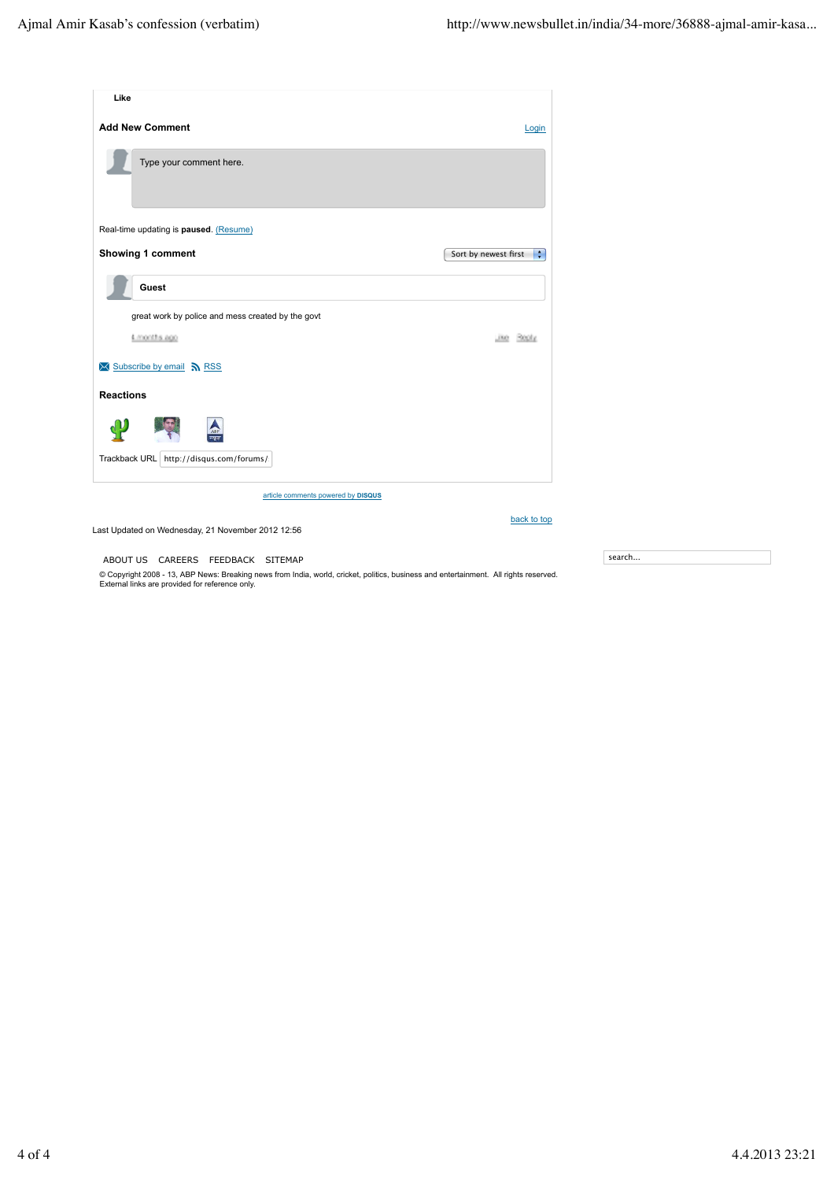Like

**Add New Comment**

Login

Type your comment here.

Real-time updating is **paused**. (Resume)

**Showing 1 comment**

Sort by newest first

**Guest**

great work by police and mess created by the govt

4 months ago

Like Reply

Subscribe by email RSS

**Reactions**

Trackback URL http://disqus.com/forums/

article comments powered by **DISQUS**

back to top

Last Updated on Wednesday, 21 November 2012 12:56

ABOUT US CAREERS FEEDBACK SITEMAP

search...

© Copyright 2008 - 13, ABP News: Breaking news from India, world, cricket, politics, business and entertainment. All rights reserved.
External links are provided for reference only.